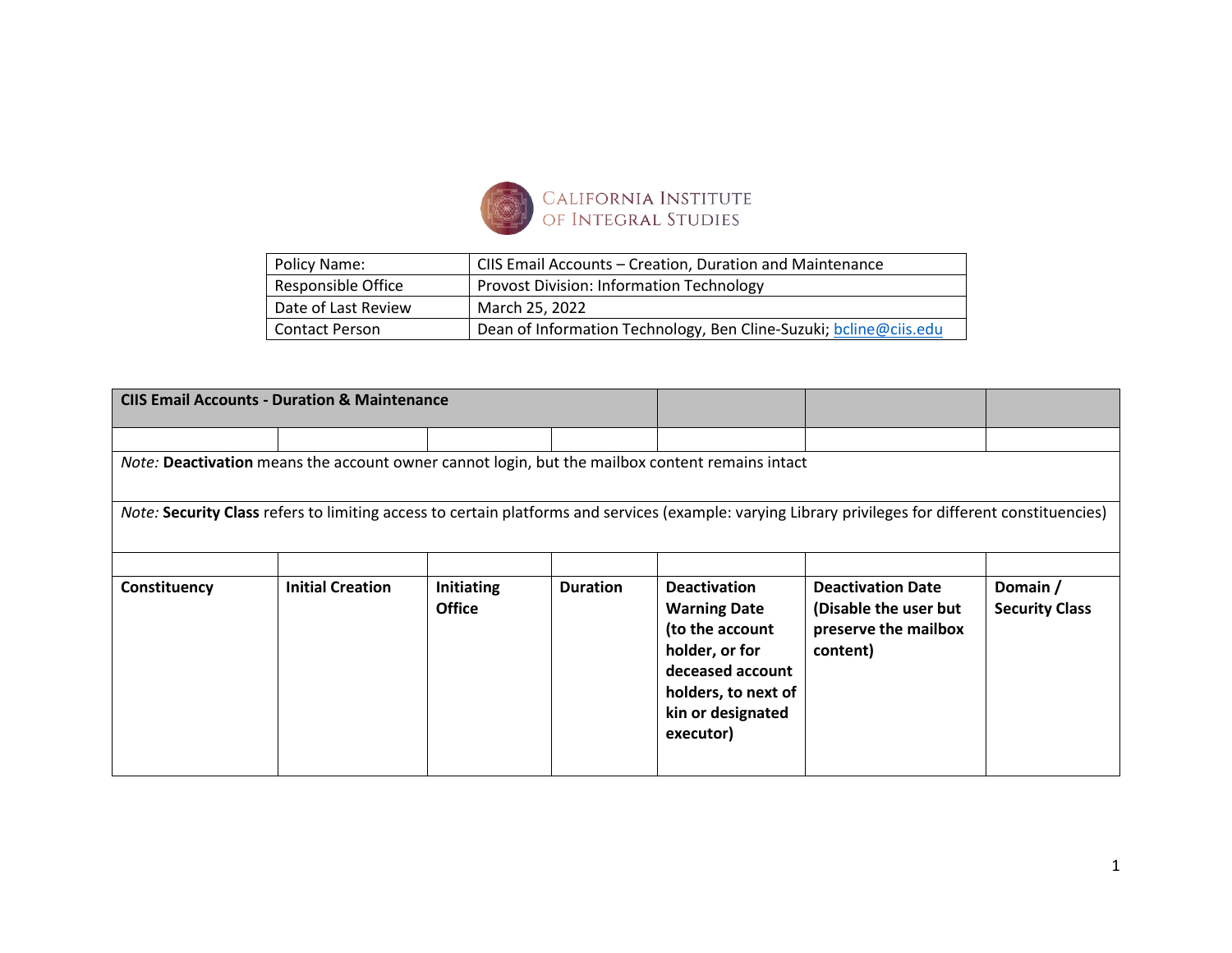CALIFORNIA INSTITUTE OF INTEGRAL STUDIES

| Policy Name: | CIIS Email Accounts – Creation, Duration and Maintenance |
|---|---|
| Responsible Office | Provost Division: Information Technology |
| Date of Last Review | March 25, 2022 |
| Contact Person | Dean of Information Technology, Ben Cline-Suzuki; bcline@ciis.edu |

| **CIIS Email Accounts - Duration & Maintenance** | | | | | | |
|---|---|---|---|---|---|---|
| | | | | | | |
| *Note:* **Deactivation** means the account owner cannot login, but the mailbox content remains intact | | | | | | |
| *Note:* **Security Class** refers to limiting access to certain platforms and services (example: varying Library privileges for different constituencies) | | | | | | |
| | | | | | | |
| **Constituency** | **Initial Creation** | **Initiating Office** | **Duration** | **Deactivation Warning Date (to the account holder, or for deceased account holders, to next of kin or designated executor)** | **Deactivation Date (Disable the user but preserve the mailbox content)** | **Domain / Security Class** |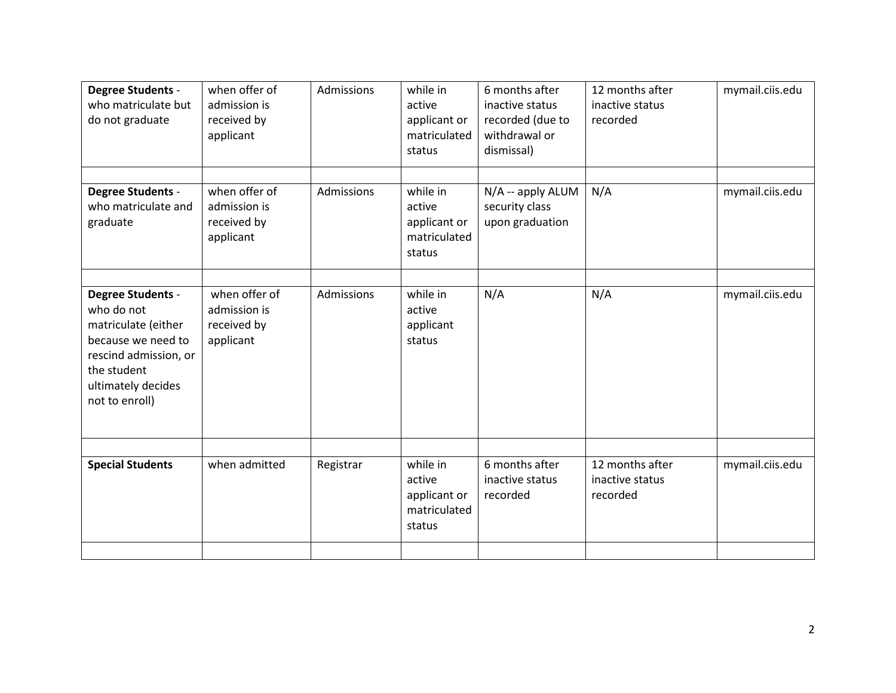| | | | | | | |
|---|---|---|---|---|---|---|
| **Degree Students** - who matriculate but do not graduate | when offer of admission is received by applicant | Admissions | while in active applicant or matriculated status | 6 months after inactive status recorded (due to withdrawal or dismissal) | 12 months after inactive status recorded | mymail.ciis.edu |
| | | | | | | |
| **Degree Students** - who matriculate and graduate | when offer of admission is received by applicant | Admissions | while in active applicant or matriculated status | N/A -- apply ALUM security class upon graduation | N/A | mymail.ciis.edu |
| | | | | | | |
| **Degree Students** - who do not matriculate (either because we need to rescind admission, or the student ultimately decides not to enroll) | when offer of admission is received by applicant | Admissions | while in active applicant status | N/A | N/A | mymail.ciis.edu |
| | | | | | | |
| **Special Students** | when admitted | Registrar | while in active applicant or matriculated status | 6 months after inactive status recorded | 12 months after inactive status recorded | mymail.ciis.edu |
| | | | | | | |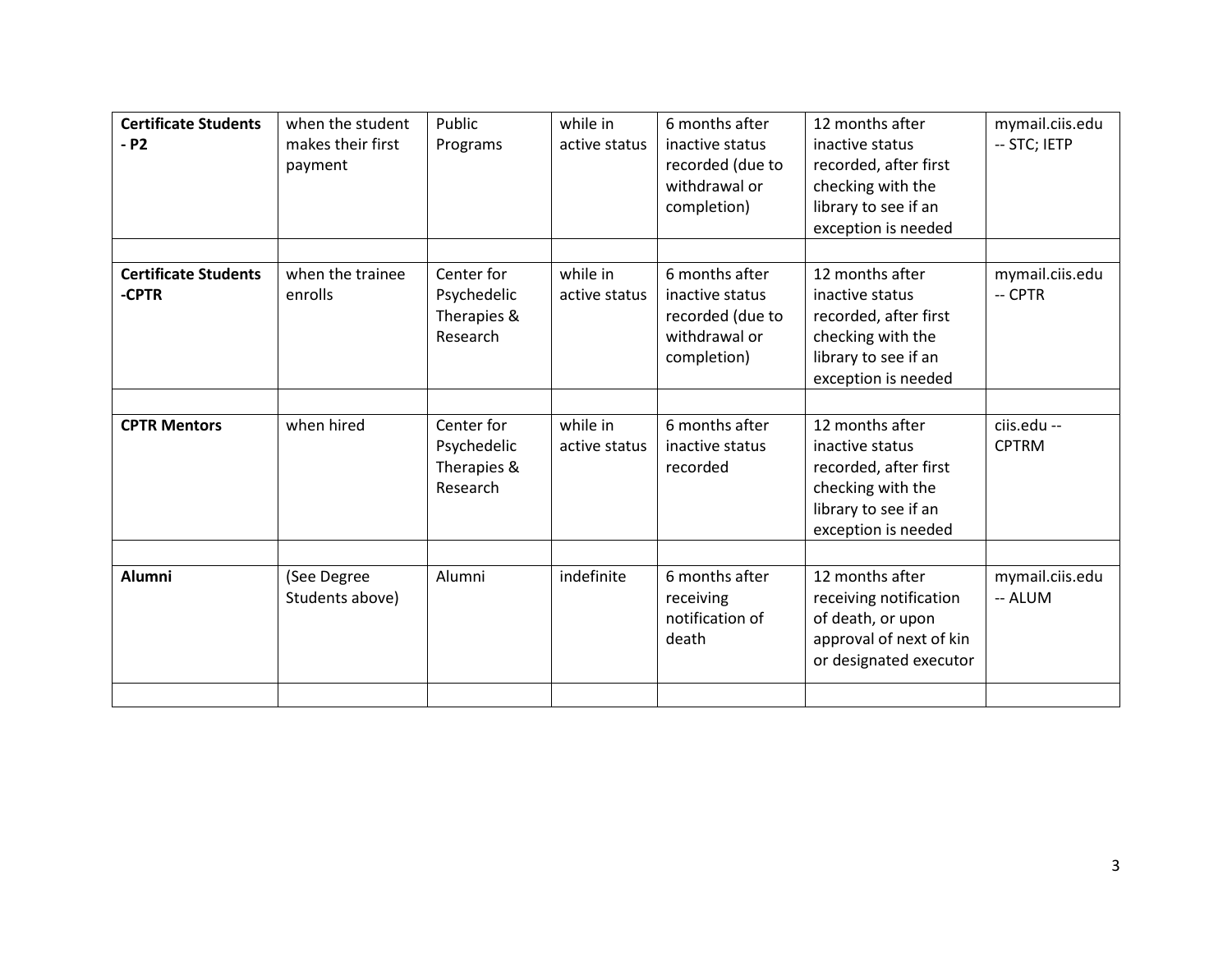| | | | | | | |
|---|---|---|---|---|---|---|
| **Certificate Students - P2** | when the student makes their first payment | Public Programs | while in active status | 6 months after inactive status recorded (due to withdrawal or completion) | 12 months after inactive status recorded, after first checking with the library to see if an exception is needed | mymail.ciis.edu -- STC; IETP |
| | | | | | | |
| **Certificate Students -CPTR** | when the trainee enrolls | Center for Psychedelic Therapies & Research | while in active status | 6 months after inactive status recorded (due to withdrawal or completion) | 12 months after inactive status recorded, after first checking with the library to see if an exception is needed | mymail.ciis.edu -- CPTR |
| | | | | | | |
| **CPTR Mentors** | when hired | Center for Psychedelic Therapies & Research | while in active status | 6 months after inactive status recorded | 12 months after inactive status recorded, after first checking with the library to see if an exception is needed | ciis.edu -- CPTRM |
| | | | | | | |
| **Alumni** | (See Degree Students above) | Alumni | indefinite | 6 months after receiving notification of death | 12 months after receiving notification of death, or upon approval of next of kin or designated executor | mymail.ciis.edu -- ALUM |
| | | | | | | |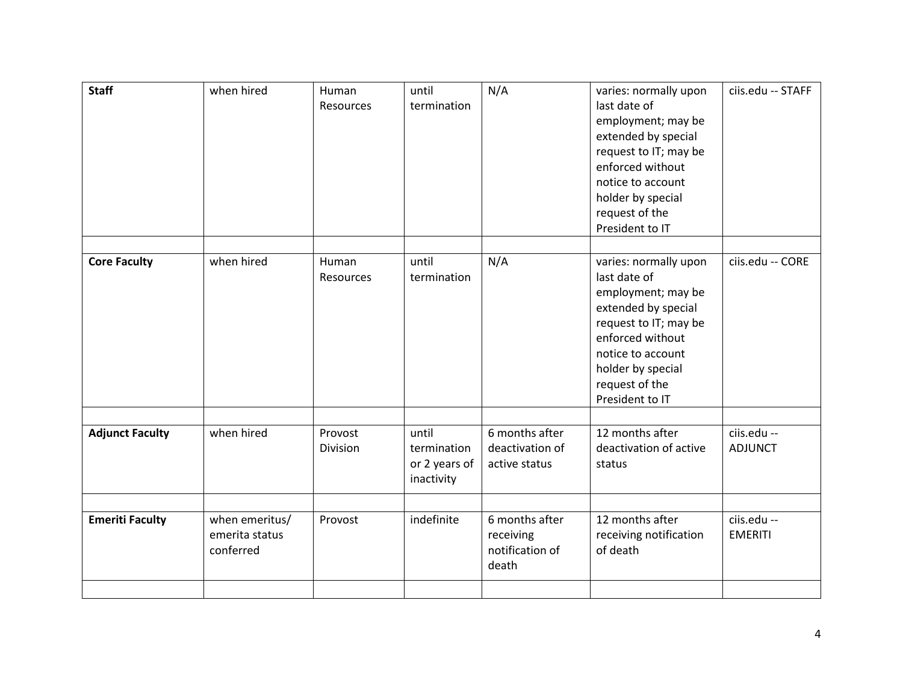| | | | | | | |
|---|---|---|---|---|---|---|
| **Staff** | when hired | Human Resources | until termination | N/A | varies: normally upon last date of employment; may be extended by special request to IT; may be enforced without notice to account holder by special request of the President to IT | ciis.edu -- STAFF |
| | | | | | | |
| **Core Faculty** | when hired | Human Resources | until termination | N/A | varies: normally upon last date of employment; may be extended by special request to IT; may be enforced without notice to account holder by special request of the President to IT | ciis.edu -- CORE |
| | | | | | | |
| **Adjunct Faculty** | when hired | Provost Division | until termination or 2 years of inactivity | 6 months after deactivation of active status | 12 months after deactivation of active status | ciis.edu -- ADJUNCT |
| | | | | | | |
| **Emeriti Faculty** | when emeritus/ emerita status conferred | Provost | indefinite | 6 months after receiving notification of death | 12 months after receiving notification of death | ciis.edu -- EMERITI |
| | | | | | | |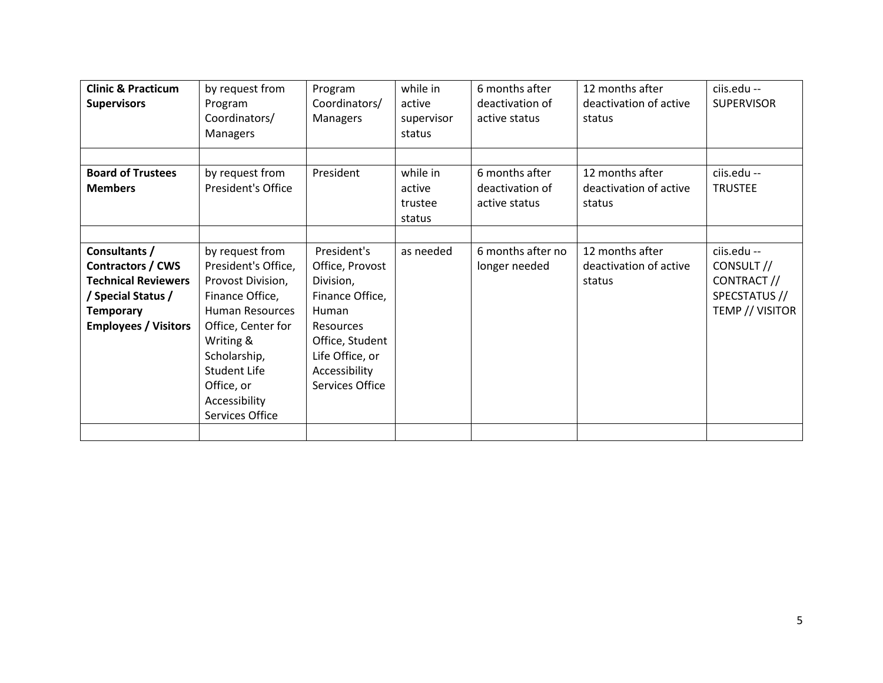| **Clinic & Practicum Supervisors** | by request from Program Coordinators/ Managers | Program Coordinators/ Managers | while in active supervisor status | 6 months after deactivation of active status | 12 months after deactivation of active status | ciis.edu -- SUPERVISOR |
|---|---|---|---|---|---|---|
| | | | | | | |
| **Board of Trustees Members** | by request from President's Office | President | while in active trustee status | 6 months after deactivation of active status | 12 months after deactivation of active status | ciis.edu -- TRUSTEE |
| | | | | | | |
| **Consultants / Contractors / CWS Technical Reviewers / Special Status / Temporary Employees / Visitors** | by request from President's Office, Provost Division, Finance Office, Human Resources Office, Center for Writing & Scholarship, Student Life Office, or Accessibility Services Office | President's Office, Provost Division, Finance Office, Human Resources Office, Student Life Office, or Accessibility Services Office | as needed | 6 months after no longer needed | 12 months after deactivation of active status | ciis.edu -- CONSULT // CONTRACT // SPECSTATUS // TEMP // VISITOR |
| | | | | | | |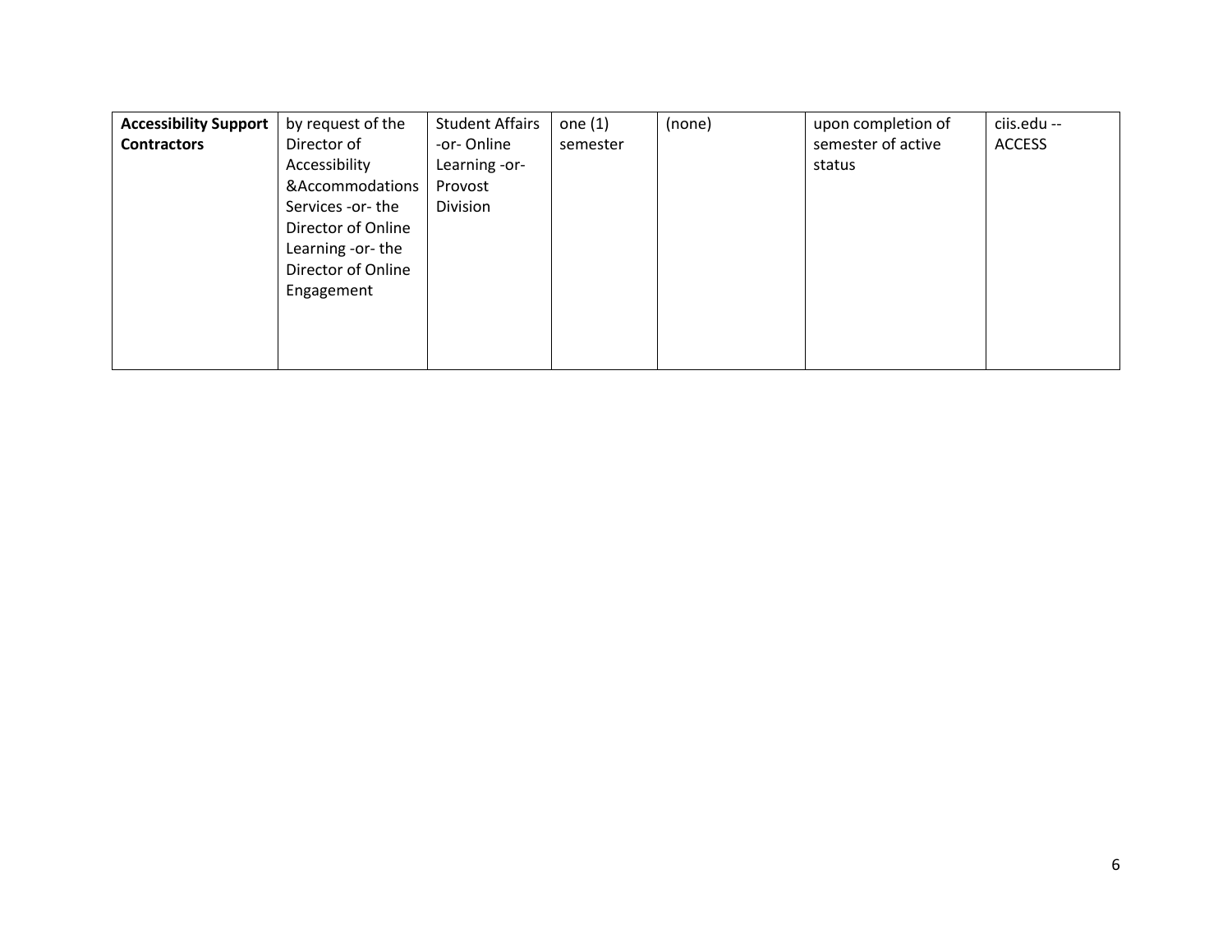| | | | | | | |
|---|---|---|---|---|---|---|
| **Accessibility Support Contractors** | by request of the Director of Accessibility &Accommodations Services -or- the Director of Online Learning -or- the Director of Online Engagement | Student Affairs -or- Online Learning -or- Provost Division | one (1) semester | (none) | upon completion of semester of active status | ciis.edu -- ACCESS |